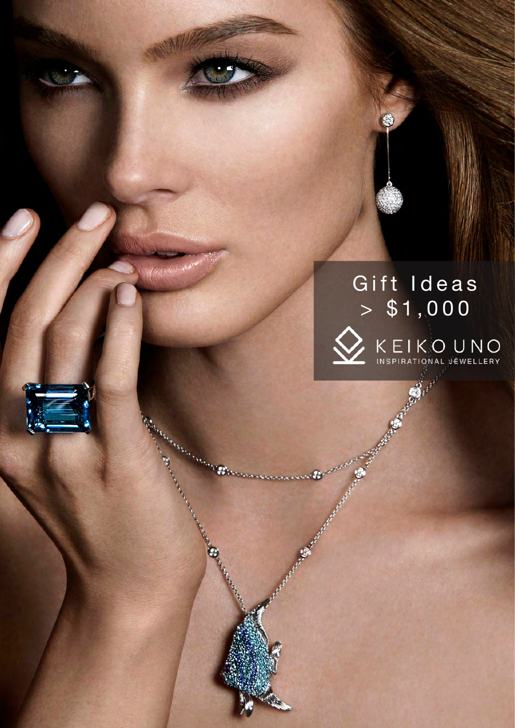# Gift Ideas > $1,000

KEIKO UNO

INSPIRATIONAL JEWELLERY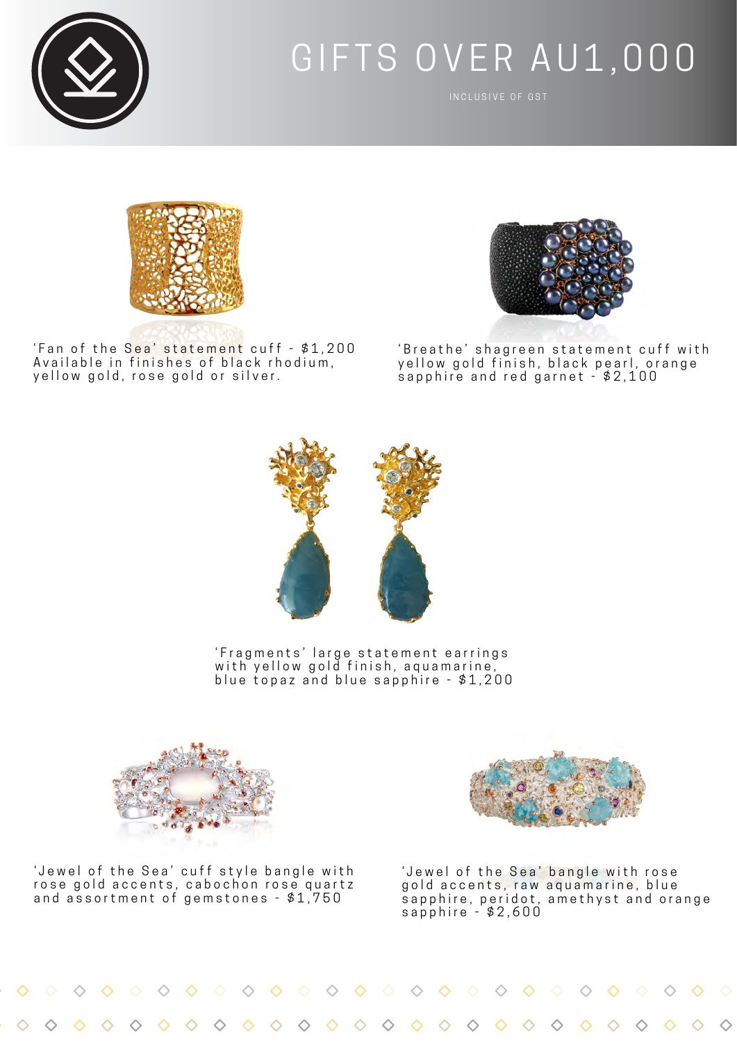# GIFTS OVER AU1,000

INCLUSIVE OF GST

'Fan of the Sea' statement cuff - $1,200
Available in finishes of black rhodium, yellow gold, rose gold or silver.

'Breathe' shagreen statement cuff with yellow gold finish, black pearl, orange sapphire and red garnet - $2,100

'Fragments' large statement earrings with yellow gold finish, aquamarine, blue topaz and blue sapphire - $1,200

'Jewel of the Sea' cuff style bangle with rose gold accents, cabochon rose quartz and assortment of gemstones - $1,750

'Jewel of the Sea' bangle with rose gold accents, raw aquamarine, blue sapphire, peridot, amethyst and orange sapphire - $2,600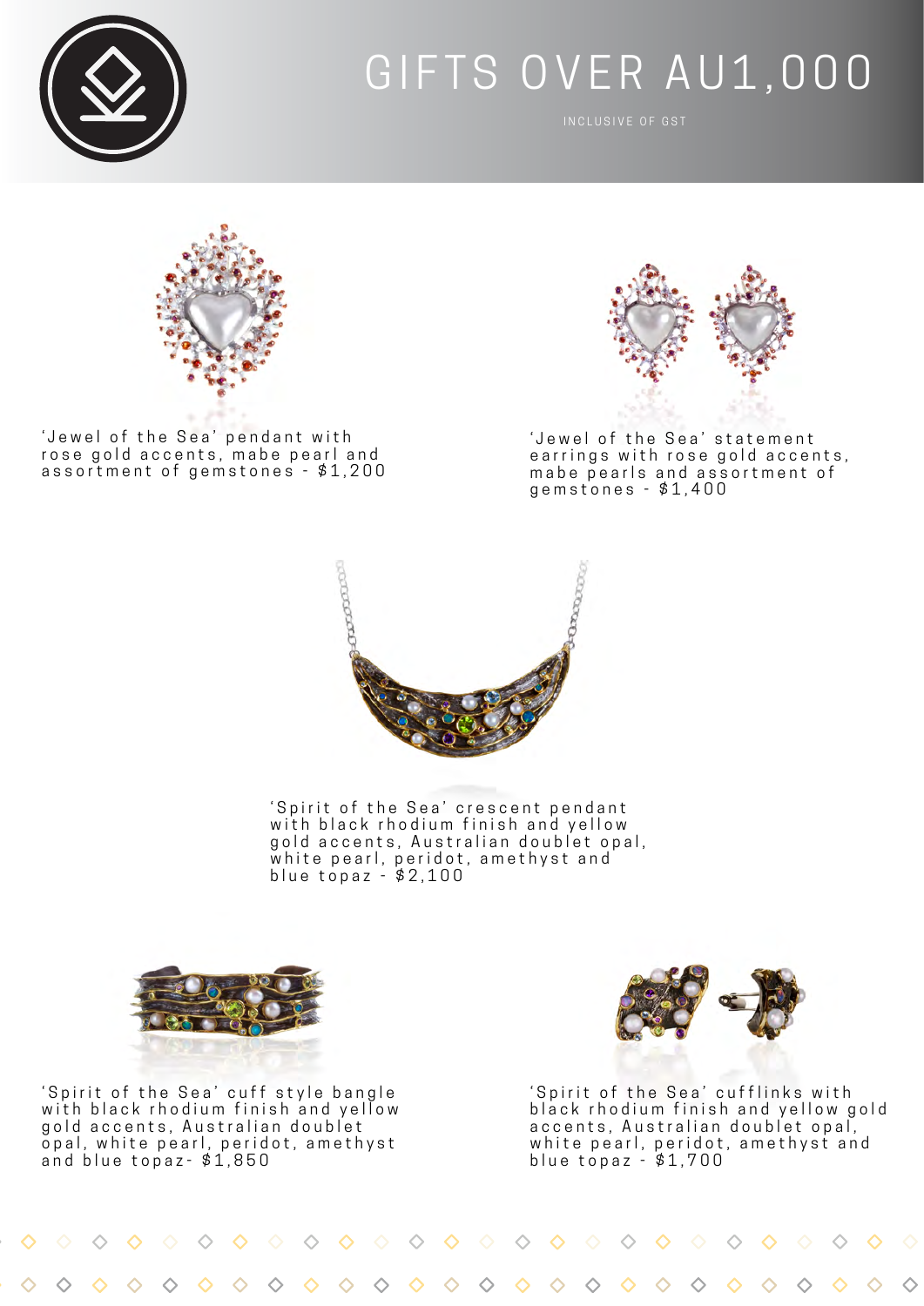# GIFTS OVER AU1,000

INCLUSIVE OF GST

'Jewel of the Sea' pendant with rose gold accents, mabe pearl and assortment of gemstones - $1,200

'Jewel of the Sea' statement earrings with rose gold accents, mabe pearls and assortment of gemstones - $1,400

'Spirit of the Sea' crescent pendant with black rhodium finish and yellow gold accents, Australian doublet opal, white pearl, peridot, amethyst and blue topaz - $2,100

'Spirit of the Sea' cuff style bangle with black rhodium finish and yellow gold accents, Australian doublet opal, white pearl, peridot, amethyst and blue topaz- $1,850

'Spirit of the Sea' cufflinks with black rhodium finish and yellow gold accents, Australian doublet opal, white pearl, peridot, amethyst and blue topaz - $1,700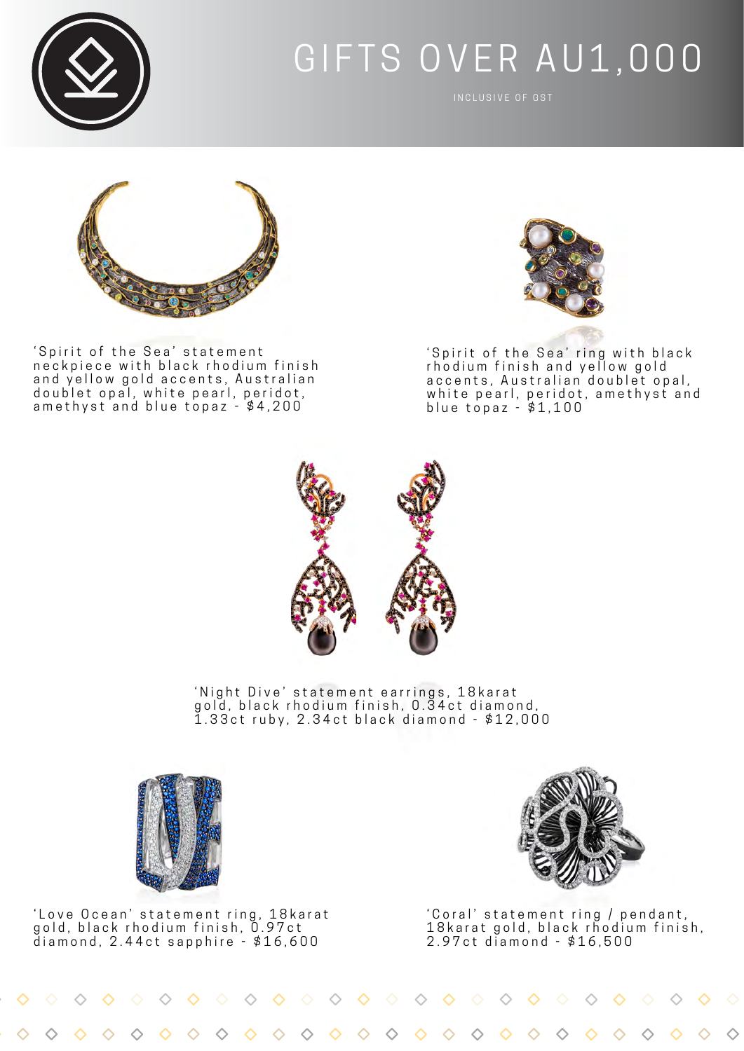# GIFTS OVER AU1,000

INCLUSIVE OF GST

'Spirit of the Sea' statement neckpiece with black rhodium finish and yellow gold accents, Australian doublet opal, white pearl, peridot, amethyst and blue topaz - $4,200

'Spirit of the Sea' ring with black rhodium finish and yellow gold accents, Australian doublet opal, white pearl, peridot, amethyst and blue topaz - $1,100

'Night Dive' statement earrings, 18karat gold, black rhodium finish, 0.34ct diamond, 1.33ct ruby, 2.34ct black diamond - $12,000

'Love Ocean' statement ring, 18karat gold, black rhodium finish, 0.97ct diamond, 2.44ct sapphire - $16,600

'Coral' statement ring / pendant, 18karat gold, black rhodium finish, 2.97ct diamond - $16,500